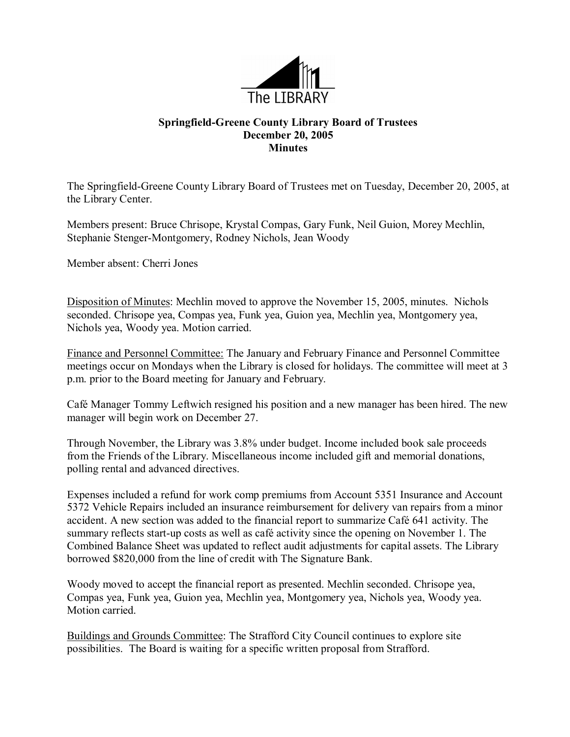The LIBRARY

**Springfield-Greene County Library Board of Trustees**
**December 20, 2005**
**Minutes**

The Springfield-Greene County Library Board of Trustees met on Tuesday, December 20, 2005, at the Library Center.

Members present: Bruce Chrisope, Krystal Compas, Gary Funk, Neil Guion, Morey Mechlin, Stephanie Stenger-Montgomery, Rodney Nichols, Jean Woody

Member absent: Cherri Jones

Disposition of Minutes: Mechlin moved to approve the November 15, 2005, minutes. Nichols seconded. Chrisope yea, Compas yea, Funk yea, Guion yea, Mechlin yea, Montgomery yea, Nichols yea, Woody yea. Motion carried.

Finance and Personnel Committee: The January and February Finance and Personnel Committee meetings occur on Mondays when the Library is closed for holidays. The committee will meet at 3 p.m. prior to the Board meeting for January and February.

Café Manager Tommy Leftwich resigned his position and a new manager has been hired. The new manager will begin work on December 27.

Through November, the Library was 3.8% under budget. Income included book sale proceeds from the Friends of the Library. Miscellaneous income included gift and memorial donations, polling rental and advanced directives.

Expenses included a refund for work comp premiums from Account 5351 Insurance and Account 5372 Vehicle Repairs included an insurance reimbursement for delivery van repairs from a minor accident. A new section was added to the financial report to summarize Café 641 activity. The summary reflects start-up costs as well as café activity since the opening on November 1. The Combined Balance Sheet was updated to reflect audit adjustments for capital assets. The Library borrowed $820,000 from the line of credit with The Signature Bank.

Woody moved to accept the financial report as presented. Mechlin seconded. Chrisope yea, Compas yea, Funk yea, Guion yea, Mechlin yea, Montgomery yea, Nichols yea, Woody yea. Motion carried.

Buildings and Grounds Committee: The Strafford City Council continues to explore site possibilities. The Board is waiting for a specific written proposal from Strafford.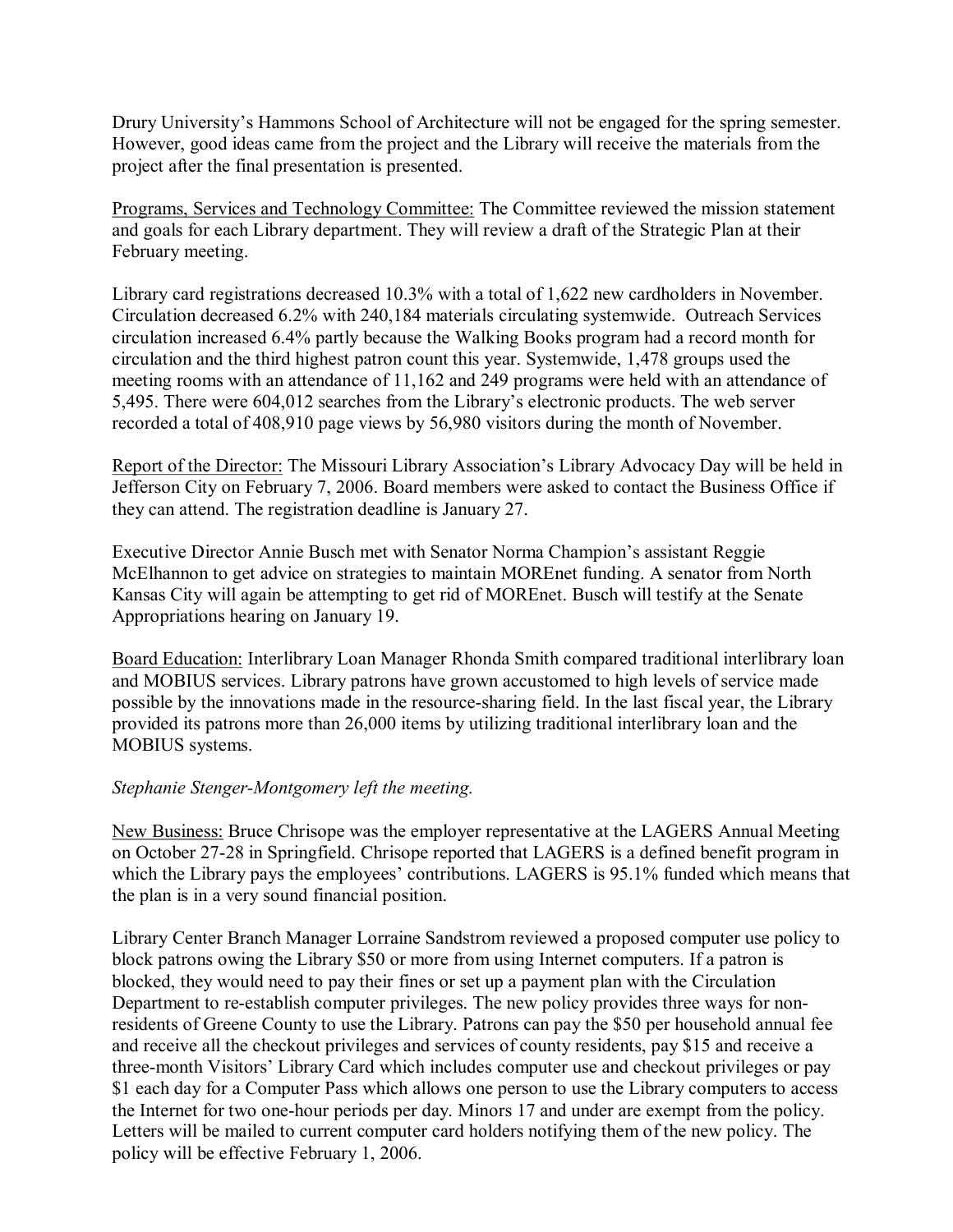Drury University's Hammons School of Architecture will not be engaged for the spring semester. However, good ideas came from the project and the Library will receive the materials from the project after the final presentation is presented.

Programs, Services and Technology Committee: The Committee reviewed the mission statement and goals for each Library department. They will review a draft of the Strategic Plan at their February meeting.

Library card registrations decreased 10.3% with a total of 1,622 new cardholders in November. Circulation decreased 6.2% with 240,184 materials circulating systemwide. Outreach Services circulation increased 6.4% partly because the Walking Books program had a record month for circulation and the third highest patron count this year. Systemwide, 1,478 groups used the meeting rooms with an attendance of 11,162 and 249 programs were held with an attendance of 5,495. There were 604,012 searches from the Library's electronic products. The web server recorded a total of 408,910 page views by 56,980 visitors during the month of November.

Report of the Director: The Missouri Library Association's Library Advocacy Day will be held in Jefferson City on February 7, 2006. Board members were asked to contact the Business Office if they can attend. The registration deadline is January 27.

Executive Director Annie Busch met with Senator Norma Champion's assistant Reggie McElhannon to get advice on strategies to maintain MOREnet funding. A senator from North Kansas City will again be attempting to get rid of MOREnet. Busch will testify at the Senate Appropriations hearing on January 19.

Board Education: Interlibrary Loan Manager Rhonda Smith compared traditional interlibrary loan and MOBIUS services. Library patrons have grown accustomed to high levels of service made possible by the innovations made in the resource-sharing field. In the last fiscal year, the Library provided its patrons more than 26,000 items by utilizing traditional interlibrary loan and the MOBIUS systems.

*Stephanie Stenger-Montgomery left the meeting.*

New Business: Bruce Chrisope was the employer representative at the LAGERS Annual Meeting on October 27-28 in Springfield. Chrisope reported that LAGERS is a defined benefit program in which the Library pays the employees' contributions. LAGERS is 95.1% funded which means that the plan is in a very sound financial position.

Library Center Branch Manager Lorraine Sandstrom reviewed a proposed computer use policy to block patrons owing the Library $50 or more from using Internet computers. If a patron is blocked, they would need to pay their fines or set up a payment plan with the Circulation Department to re-establish computer privileges. The new policy provides three ways for non-residents of Greene County to use the Library. Patrons can pay the $50 per household annual fee and receive all the checkout privileges and services of county residents, pay $15 and receive a three-month Visitors' Library Card which includes computer use and checkout privileges or pay $1 each day for a Computer Pass which allows one person to use the Library computers to access the Internet for two one-hour periods per day. Minors 17 and under are exempt from the policy. Letters will be mailed to current computer card holders notifying them of the new policy. The policy will be effective February 1, 2006.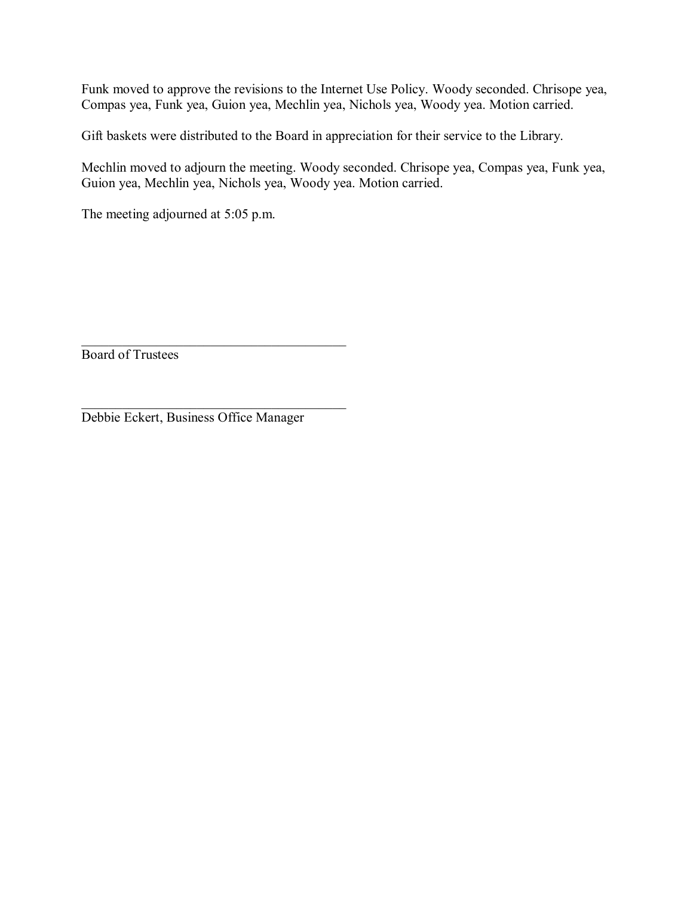Funk moved to approve the revisions to the Internet Use Policy. Woody seconded. Chrisope yea, Compas yea, Funk yea, Guion yea, Mechlin yea, Nichols yea, Woody yea. Motion carried.

Gift baskets were distributed to the Board in appreciation for their service to the Library.

Mechlin moved to adjourn the meeting. Woody seconded. Chrisope yea, Compas yea, Funk yea, Guion yea, Mechlin yea, Nichols yea, Woody yea. Motion carried.

The meeting adjourned at 5:05 p.m.

\_\_\_\_\_\_\_\_\_\_\_\_\_\_\_\_\_\_\_\_\_\_\_\_\_\_\_\_\_\_\_\_\_\_\_\_\_\_\_\_\_\_\_\_

Board of Trustees

\_\_\_\_\_\_\_\_\_\_\_\_\_\_\_\_\_\_\_\_\_\_\_\_\_\_\_\_\_\_\_\_\_\_\_\_\_\_\_\_\_\_\_\_

Debbie Eckert, Business Office Manager